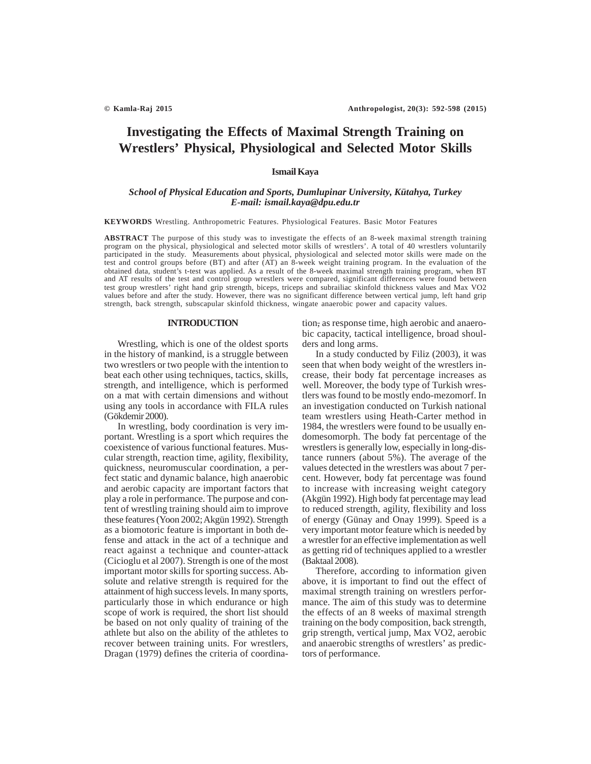# Investigating the Effects of Maximal Strength Training on Wrestlers' Physical, Physiological and Selected Motor Skills

**Ismail Kaya**

***School of Physical Education and Sports, Dumlupinar University, Kütahya, Turkey***
***E-mail: ismail.kaya@dpu.edu.tr***

**KEYWORDS** Wrestling. Anthropometric Features. Physiological Features. Basic Motor Features

**ABSTRACT** The purpose of this study was to investigate the effects of an 8-week maximal strength training program on the physical, physiological and selected motor skills of wrestlers'. A total of 40 wrestlers voluntarily participated in the study. Measurements about physical, physiological and selected motor skills were made on the test and control groups before (BT) and after (AT) an 8-week weight training program. In the evaluation of the obtained data, student's t-test was applied. As a result of the 8-week maximal strength training program, when BT and AT results of the test and control group wrestlers were compared, significant differences were found between test group wrestlers' right hand grip strength, biceps, triceps and subrailiac skinfold thickness values and Max VO2 values before and after the study. However, there was no significant difference between vertical jump, left hand grip strength, back strength, subscapular skinfold thickness, wingate anaerobic power and capacity values.

## INTRODUCTION

Wrestling, which is one of the oldest sports in the history of mankind, is a struggle between two wrestlers or two people with the intention to beat each other using techniques, tactics, skills, strength, and intelligence, which is performed on a mat with certain dimensions and without using any tools in accordance with FILA rules (Gökdemir 2000).

In wrestling, body coordination is very important. Wrestling is a sport which requires the coexistence of various functional features. Muscular strength, reaction time, agility, flexibility, quickness, neuromuscular coordination, a perfect static and dynamic balance, high anaerobic and aerobic capacity are important factors that play a role in performance. The purpose and content of wrestling training should aim to improve these features (Yoon 2002; Akgün 1992). Strength as a biomotoric feature is important in both defense and attack in the act of a technique and react against a technique and counter-attack (Cicioglu et al 2007). Strength is one of the most important motor skills for sporting success. Absolute and relative strength is required for the attainment of high success levels. In many sports, particularly those in which endurance or high scope of work is required, the short list should be based on not only quality of training of the athlete but also on the ability of the athletes to recover between training units. For wrestlers, Dragan (1979) defines the criteria of coordination, as response time, high aerobic and anaerobic capacity, tactical intelligence, broad shoulders and long arms.

In a study conducted by Filiz (2003), it was seen that when body weight of the wrestlers increase, their body fat percentage increases as well. Moreover, the body type of Turkish wrestlers was found to be mostly endo-mezomorf. In an investigation conducted on Turkish national team wrestlers using Heath-Carter method in 1984, the wrestlers were found to be usually endomesomorph. The body fat percentage of the wrestlers is generally low, especially in long-distance runners (about 5%). The average of the values detected in the wrestlers was about 7 percent. However, body fat percentage was found to increase with increasing weight category (Akgün 1992). High body fat percentage may lead to reduced strength, agility, flexibility and loss of energy (Günay and Onay 1999). Speed is a very important motor feature which is needed by a wrestler for an effective implementation as well as getting rid of techniques applied to a wrestler (Baktaal 2008).

Therefore, according to information given above, it is important to find out the effect of maximal strength training on wrestlers performance. The aim of this study was to determine the effects of an 8 weeks of maximal strength training on the body composition, back strength, grip strength, vertical jump, Max VO2, aerobic and anaerobic strengths of wrestlers' as predictors of performance.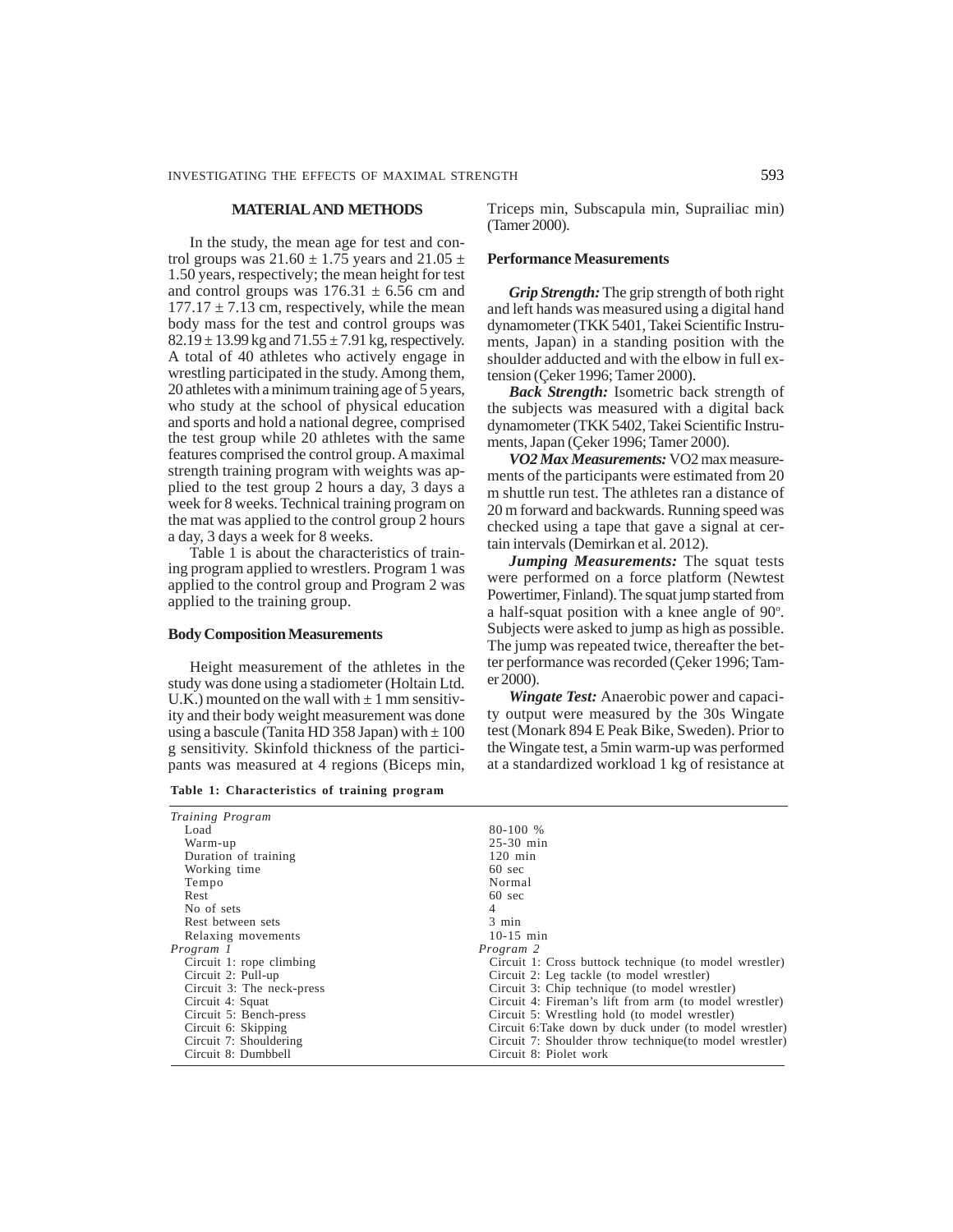## MATERIAL AND METHODS

In the study, the mean age for test and control groups was 21.60 ± 1.75 years and 21.05 ± 1.50 years, respectively; the mean height for test and control groups was 176.31 ± 6.56 cm and 177.17 ± 7.13 cm, respectively, while the mean body mass for the test and control groups was 82.19 ± 13.99 kg and 71.55 ± 7.91 kg, respectively. A total of 40 athletes who actively engage in wrestling participated in the study. Among them, 20 athletes with a minimum training age of 5 years, who study at the school of physical education and sports and hold a national degree, comprised the test group while 20 athletes with the same features comprised the control group. A maximal strength training program with weights was applied to the test group 2 hours a day, 3 days a week for 8 weeks. Technical training program on the mat was applied to the control group 2 hours a day, 3 days a week for 8 weeks.

Table 1 is about the characteristics of training program applied to wrestlers. Program 1 was applied to the control group and Program 2 was applied to the training group.

### Body Composition Measurements

Height measurement of the athletes in the study was done using a stadiometer (Holtain Ltd. U.K.) mounted on the wall with ± 1 mm sensitivity and their body weight measurement was done using a bascule (Tanita HD 358 Japan) with ± 100 g sensitivity. Skinfold thickness of the participants was measured at 4 regions (Biceps min, Triceps min, Subscapula min, Suprailiac min) (Tamer 2000).

### Performance Measurements

***Grip Strength:*** The grip strength of both right and left hands was measured using a digital hand dynamometer (TKK 5401, Takei Scientific Instruments, Japan) in a standing position with the shoulder adducted and with the elbow in full extension (Çeker 1996; Tamer 2000).

***Back Strength:*** Isometric back strength of the subjects was measured with a digital back dynamometer (TKK 5402, Takei Scientific Instruments, Japan (Çeker 1996; Tamer 2000).

***VO2 Max Measurements:*** VO2 max measurements of the participants were estimated from 20 m shuttle run test. The athletes ran a distance of 20 m forward and backwards. Running speed was checked using a tape that gave a signal at certain intervals (Demirkan et al. 2012).

***Jumping Measurements:*** The squat tests were performed on a force platform (Newtest Powertimer, Finland). The squat jump started from a half-squat position with a knee angle of 90°. Subjects were asked to jump as high as possible. The jump was repeated twice, thereafter the better performance was recorded (Çeker 1996; Tamer 2000).

***Wingate Test:*** Anaerobic power and capacity output were measured by the 30s Wingate test (Monark 894 E Peak Bike, Sweden). Prior to the Wingate test, a 5min warm-up was performed at a standardized workload 1 kg of resistance at

**Table 1: Characteristics of training program**

| *Training Program* | |
|---|---|
| Load | 80-100 % |
| Warm-up | 25-30 min |
| Duration of training | 120 min |
| Working time | 60 sec |
| Tempo | Normal |
| Rest | 60 sec |
| No of sets | 4 |
| Rest between sets | 3 min |
| Relaxing movements | 10-15 min |
| *Program 1* | *Program 2* |
| Circuit 1: rope climbing | Circuit 1: Cross buttock technique (to model wrestler) |
| Circuit 2: Pull-up | Circuit 2: Leg tackle (to model wrestler) |
| Circuit 3: The neck-press | Circuit 3: Chip technique (to model wrestler) |
| Circuit 4: Squat | Circuit 4: Fireman's lift from arm (to model wrestler) |
| Circuit 5: Bench-press | Circuit 5: Wrestling hold (to model wrestler) |
| Circuit 6: Skipping | Circuit 6:Take down by duck under (to model wrestler) |
| Circuit 7: Shouldering | Circuit 7: Shoulder throw technique(to model wrestler) |
| Circuit 8: Dumbbell | Circuit 8: Piolet work |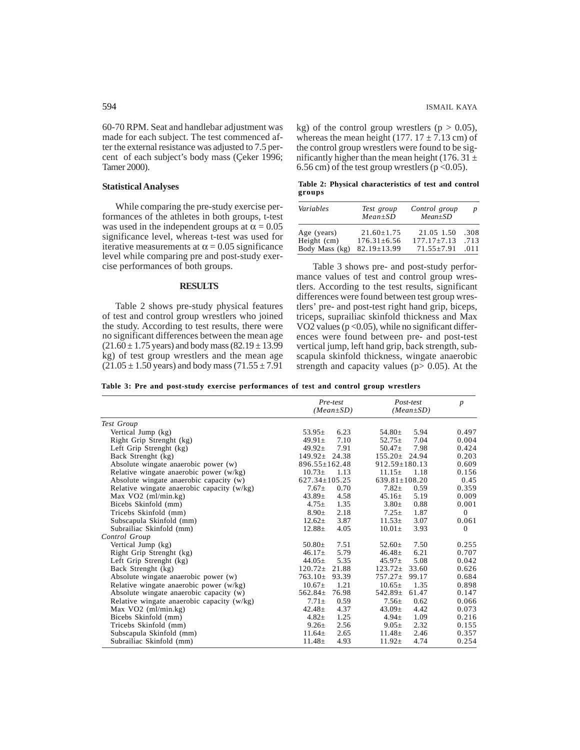60-70 RPM. Seat and handlebar adjustment was made for each subject. The test commenced after the external resistance was adjusted to 7.5 percent of each subject's body mass (Çeker 1996; Tamer 2000).

### Statistical Analyses

While comparing the pre-study exercise performances of the athletes in both groups, t-test was used in the independent groups at $\alpha = 0.05$ significance level, whereas t-test was used for iterative measurements at $\alpha = 0.05$ significance level while comparing pre and post-study exercise performances of both groups.

## RESULTS

Table 2 shows pre-study physical features of test and control group wrestlers who joined the study. According to test results, there were no significant differences between the mean age (21.60 ± 1.75 years) and body mass (82.19 ± 13.99 kg) of test group wrestlers and the mean age (21.05 ± 1.50 years) and body mass (71.55 ± 7.91 kg) of the control group wrestlers ($p > 0.05$), whereas the mean height (177. 17 ± 7.13 cm) of the control group wrestlers were found to be significantly higher than the mean height (176. 31 ± 6.56 cm) of the test group wrestlers ($p < 0.05$).

**Table 2: Physical characteristics of test and control groups**

| *Variables* | *Test group Mean±SD* | *Control group Mean±SD* | *p* |
|---|---|---|---|
| Age (years) | 21.60±1.75 | 21.05 1.50 | .308 |
| Height (cm) | 176.31±6.56 | 177.17±7.13 | .713 |
| Body Mass (kg) | 82.19±13.99 | 71.55±7.91 | .011 |

Table 3 shows pre- and post-study performance values of test and control group wrestlers. According to the test results, significant differences were found between test group wrestlers' pre- and post-test right hand grip, biceps, triceps, suprailiac skinfold thickness and Max VO2 values ($p < 0.05$), while no significant differences were found between pre- and post-test vertical jump, left hand grip, back strength, subscapula skinfold thickness, wingate anaerobic strength and capacity values ($p > 0.05$). At the

**Table 3: Pre and post-study exercise performances of test and control group wrestlers**

| | *Pre-test (Mean±SD)* | *Post-test (Mean±SD)* | *p* |
|---|---|---|---|
| *Test Group* | | | |
| Vertical Jump (kg) | 53.95± 6.23 | 54.80± 5.94 | 0.497 |
| Right Grip Strenght (kg) | 49.91± 7.10 | 52.75± 7.04 | 0.004 |
| Left Grip Strenght (kg) | 49.92± 7.91 | 50.47± 7.98 | 0.424 |
| Back Strenght (kg) | 149.92± 24.38 | 155.20± 24.94 | 0.203 |
| Absolute wingate anaerobic power (w) | 896.55±162.48 | 912.59±180.13 | 0.609 |
| Relative wingate anaerobic power (w/kg) | 10.73± 1.13 | 11.15± 1.18 | 0.156 |
| Absolute wingate anaerobic capacity (w) | 627.34±105.25 | 639.81±108.20 | 0.45 |
| Relative wingate anaerobic capacity (w/kg) | 7.67± 0.70 | 7.82± 0.59 | 0.359 |
| Max VO2 (ml/min.kg) | 43.89± 4.58 | 45.16± 5.19 | 0.009 |
| Bicebs Skinfold (mm) | 4.75± 1.35 | 3.80± 0.88 | 0.001 |
| Tricebs Skinfold (mm) | 8.90± 2.18 | 7.25± 1.87 | 0 |
| Subscapula Skinfold (mm) | 12.62± 3.87 | 11.53± 3.07 | 0.061 |
| Subrailiac Skinfold (mm) | 12.88± 4.05 | 10.01± 3.93 | 0 |
| *Control Group* | | | |
| Vertical Jump (kg) | 50.80± 7.51 | 52.60± 7.50 | 0.255 |
| Right Grip Strenght (kg) | 46.17± 5.79 | 46.48± 6.21 | 0.707 |
| Left Grip Strenght (kg) | 44.05± 5.35 | 45.97± 5.08 | 0.042 |
| Back Strenght (kg) | 120.72± 21.88 | 123.72± 33.60 | 0.626 |
| Absolute wingate anaerobic power (w) | 763.10± 93.39 | 757.27± 99.17 | 0.684 |
| Relative wingate anaerobic power (w/kg) | 10.67± 1.21 | 10.65± 1.35 | 0.898 |
| Absolute wingate anaerobic capacity (w) | 562.84± 76.98 | 542.89± 61.47 | 0.147 |
| Relative wingate anaerobic capacity (w/kg) | 7.71± 0.59 | 7.56± 0.62 | 0.066 |
| Max VO2 (ml/min.kg) | 42.48± 4.37 | 43.09± 4.42 | 0.073 |
| Bicebs Skinfold (mm) | 4.82± 1.25 | 4.94± 1.09 | 0.216 |
| Tricebs Skinfold (mm) | 9.26± 2.56 | 9.05± 2.32 | 0.155 |
| Subscapula Skinfold (mm) | 11.64± 2.65 | 11.48± 2.46 | 0.357 |
| Subrailiac Skinfold (mm) | 11.48± 4.93 | 11.92± 4.74 | 0.254 |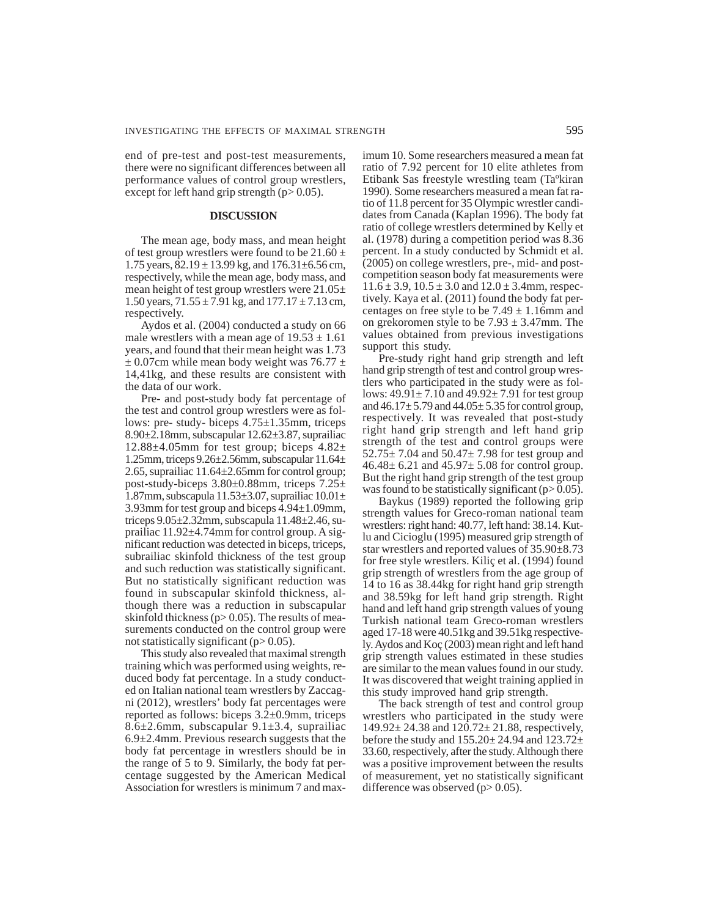end of pre-test and post-test measurements, there were no significant differences between all performance values of control group wrestlers, except for left hand grip strength ($p > 0.05$).

## DISCUSSION

The mean age, body mass, and mean height of test group wrestlers were found to be $21.60 \pm 1.75$ years, $82.19 \pm 13.99$ kg, and $176.31 \pm 6.56$ cm, respectively, while the mean age, body mass, and mean height of test group wrestlers were $21.05 \pm 1.50$ years, $71.55 \pm 7.91$ kg, and $177.17 \pm 7.13$ cm, respectively.

Aydos et al. (2004) conducted a study on 66 male wrestlers with a mean age of $19.53 \pm 1.61$ years, and found that their mean height was 1.73 $\pm$ 0.07cm while mean body weight was 76.77 $\pm$ 14,41kg, and these results are consistent with the data of our work.

Pre- and post-study body fat percentage of the test and control group wrestlers were as follows: pre- study- biceps 4.75±1.35mm, triceps 8.90±2.18mm, subscapular 12.62±3.87, suprailiac 12.88±4.05mm for test group; biceps 4.82± 1.25mm, triceps 9.26±2.56mm, subscapular 11.64± 2.65, suprailiac 11.64±2.65mm for control group; post-study-biceps 3.80±0.88mm, triceps 7.25± 1.87mm, subscapula 11.53±3.07, suprailiac 10.01± 3.93mm for test group and biceps 4.94±1.09mm, triceps 9.05±2.32mm, subscapula 11.48±2.46, suprailiac 11.92±4.74mm for control group. A significant reduction was detected in biceps, triceps, subrailiac skinfold thickness of the test group and such reduction was statistically significant. But no statistically significant reduction was found in subscapular skinfold thickness, although there was a reduction in subscapular skinfold thickness ($p > 0.05$). The results of measurements conducted on the control group were not statistically significant ($p > 0.05$).

This study also revealed that maximal strength training which was performed using weights, reduced body fat percentage. In a study conducted on Italian national team wrestlers by Zaccagni (2012), wrestlers' body fat percentages were reported as follows: biceps 3.2±0.9mm, triceps 8.6±2.6mm, subscapular 9.1±3.4, suprailiac 6.9±2.4mm. Previous research suggests that the body fat percentage in wrestlers should be in the range of 5 to 9. Similarly, the body fat percentage suggested by the American Medical Association for wrestlers is minimum 7 and maximum 10. Some researchers measured a mean fat ratio of 7.92 percent for 10 elite athletes from Etibank Sas freestyle wrestling team (Taºkiran 1990). Some researchers measured a mean fat ratio of 11.8 percent for 35 Olympic wrestler candidates from Canada (Kaplan 1996). The body fat ratio of college wrestlers determined by Kelly et al. (1978) during a competition period was 8.36 percent. In a study conducted by Schmidt et al. (2005) on college wrestlers, pre-, mid- and post-competition season body fat measurements were $11.6 \pm 3.9$, $10.5 \pm 3.0$ and $12.0 \pm 3.4$mm, respectively. Kaya et al. (2011) found the body fat percentages on free style to be $7.49 \pm 1.16$mm and on grekoromen style to be $7.93 \pm 3.47$mm. The values obtained from previous investigations support this study.

Pre-study right hand grip strength and left hand grip strength of test and control group wrestlers who participated in the study were as follows: 49.91± 7.10 and 49.92± 7.91 for test group and 46.17± 5.79 and 44.05± 5.35 for control group, respectively. It was revealed that post-study right hand grip strength and left hand grip strength of the test and control groups were 52.75± 7.04 and 50.47± 7.98 for test group and 46.48± 6.21 and 45.97± 5.08 for control group. But the right hand grip strength of the test group was found to be statistically significant ($p > 0.05$).

Baykus (1989) reported the following grip strength values for Greco-roman national team wrestlers: right hand: 40.77, left hand: 38.14. Kutlu and Cicioglu (1995) measured grip strength of star wrestlers and reported values of 35.90±8.73 for free style wrestlers. Kiliç et al. (1994) found grip strength of wrestlers from the age group of 14 to 16 as 38.44kg for right hand grip strength and 38.59kg for left hand grip strength. Right hand and left hand grip strength values of young Turkish national team Greco-roman wrestlers aged 17-18 were 40.51kg and 39.51kg respectively. Aydos and Koç (2003) mean right and left hand grip strength values estimated in these studies are similar to the mean values found in our study. It was discovered that weight training applied in this study improved hand grip strength.

The back strength of test and control group wrestlers who participated in the study were 149.92± 24.38 and 120.72± 21.88, respectively, before the study and 155.20± 24.94 and 123.72± 33.60, respectively, after the study. Although there was a positive improvement between the results of measurement, yet no statistically significant difference was observed ($p > 0.05$).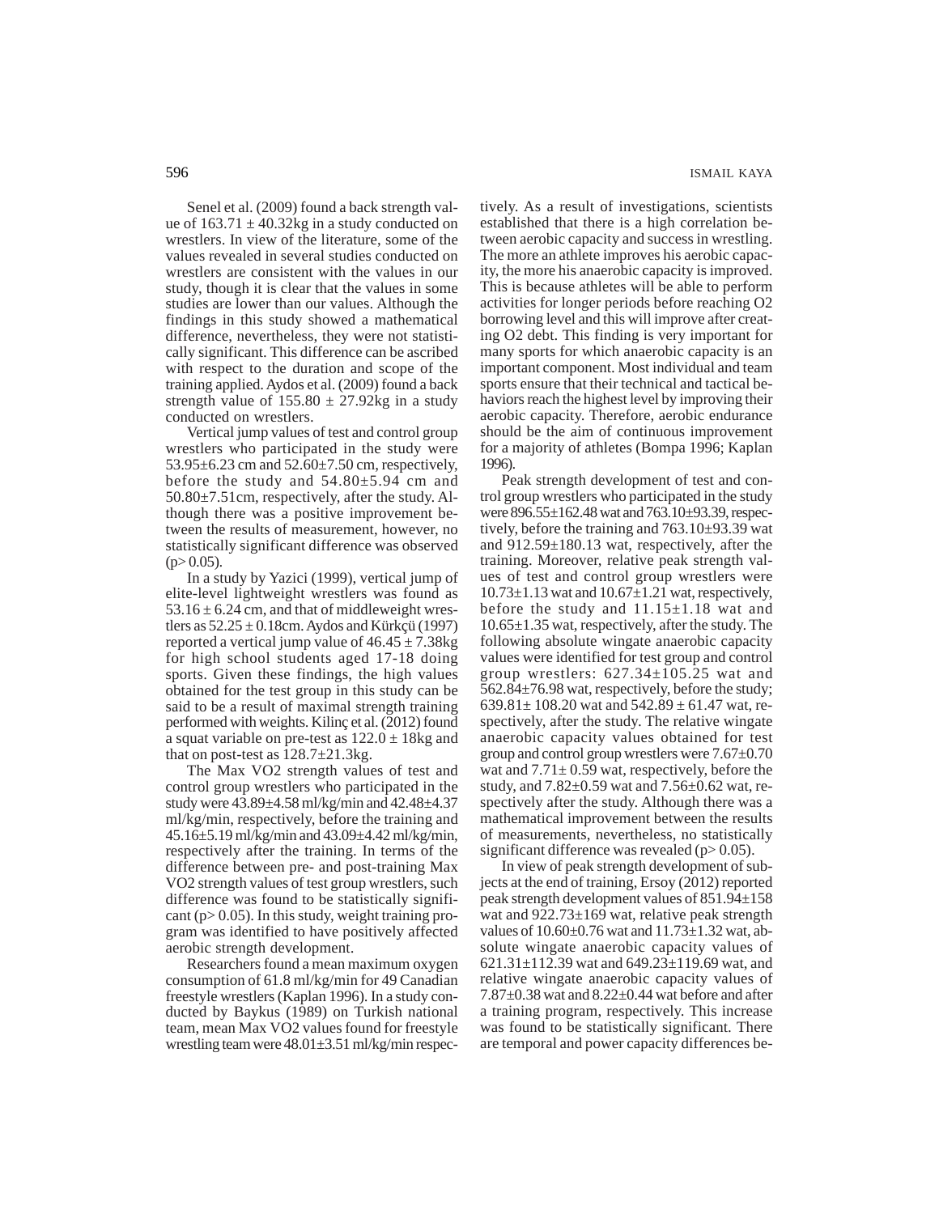Senel et al. (2009) found a back strength value of 163.71 ± 40.32kg in a study conducted on wrestlers. In view of the literature, some of the values revealed in several studies conducted on wrestlers are consistent with the values in our study, though it is clear that the values in some studies are lower than our values. Although the findings in this study showed a mathematical difference, nevertheless, they were not statistically significant. This difference can be ascribed with respect to the duration and scope of the training applied. Aydos et al. (2009) found a back strength value of 155.80 ± 27.92kg in a study conducted on wrestlers.

Vertical jump values of test and control group wrestlers who participated in the study were 53.95±6.23 cm and 52.60±7.50 cm, respectively, before the study and 54.80±5.94 cm and 50.80±7.51cm, respectively, after the study. Although there was a positive improvement between the results of measurement, however, no statistically significant difference was observed ($p > 0.05$).

In a study by Yazici (1999), vertical jump of elite-level lightweight wrestlers was found as 53.16 ± 6.24 cm, and that of middleweight wrestlers as 52.25 ± 0.18cm. Aydos and Kürkçü (1997) reported a vertical jump value of 46.45 ± 7.38kg for high school students aged 17-18 doing sports. Given these findings, the high values obtained for the test group in this study can be said to be a result of maximal strength training performed with weights. Kilinç et al. (2012) found a squat variable on pre-test as 122.0 ± 18kg and that on post-test as 128.7±21.3kg.

The Max VO2 strength values of test and control group wrestlers who participated in the study were 43.89±4.58 ml/kg/min and 42.48±4.37 ml/kg/min, respectively, before the training and 45.16±5.19 ml/kg/min and 43.09±4.42 ml/kg/min, respectively after the training. In terms of the difference between pre- and post-training Max VO2 strength values of test group wrestlers, such difference was found to be statistically significant ($p > 0.05$). In this study, weight training program was identified to have positively affected aerobic strength development.

Researchers found a mean maximum oxygen consumption of 61.8 ml/kg/min for 49 Canadian freestyle wrestlers (Kaplan 1996). In a study conducted by Baykus (1989) on Turkish national team, mean Max VO2 values found for freestyle wrestling team were 48.01±3.51 ml/kg/min respectively. As a result of investigations, scientists established that there is a high correlation between aerobic capacity and success in wrestling. The more an athlete improves his aerobic capacity, the more his anaerobic capacity is improved. This is because athletes will be able to perform activities for longer periods before reaching O2 borrowing level and this will improve after creating O2 debt. This finding is very important for many sports for which anaerobic capacity is an important component. Most individual and team sports ensure that their technical and tactical behaviors reach the highest level by improving their aerobic capacity. Therefore, aerobic endurance should be the aim of continuous improvement for a majority of athletes (Bompa 1996; Kaplan 1996).

Peak strength development of test and control group wrestlers who participated in the study were 896.55±162.48 wat and 763.10±93.39, respectively, before the training and 763.10±93.39 wat and 912.59±180.13 wat, respectively, after the training. Moreover, relative peak strength values of test and control group wrestlers were 10.73±1.13 wat and 10.67±1.21 wat, respectively, before the study and 11.15±1.18 wat and 10.65±1.35 wat, respectively, after the study. The following absolute wingate anaerobic capacity values were identified for test group and control group wrestlers: 627.34±105.25 wat and 562.84±76.98 wat, respectively, before the study; 639.81± 108.20 wat and 542.89 ± 61.47 wat, respectively, after the study. The relative wingate anaerobic capacity values obtained for test group and control group wrestlers were 7.67±0.70 wat and 7.71± 0.59 wat, respectively, before the study, and 7.82±0.59 wat and 7.56±0.62 wat, respectively after the study. Although there was a mathematical improvement between the results of measurements, nevertheless, no statistically significant difference was revealed ($p > 0.05$).

In view of peak strength development of subjects at the end of training, Ersoy (2012) reported peak strength development values of 851.94±158 wat and 922.73±169 wat, relative peak strength values of 10.60±0.76 wat and 11.73±1.32 wat, absolute wingate anaerobic capacity values of 621.31±112.39 wat and 649.23±119.69 wat, and relative wingate anaerobic capacity values of 7.87±0.38 wat and 8.22±0.44 wat before and after a training program, respectively. This increase was found to be statistically significant. There are temporal and power capacity differences be-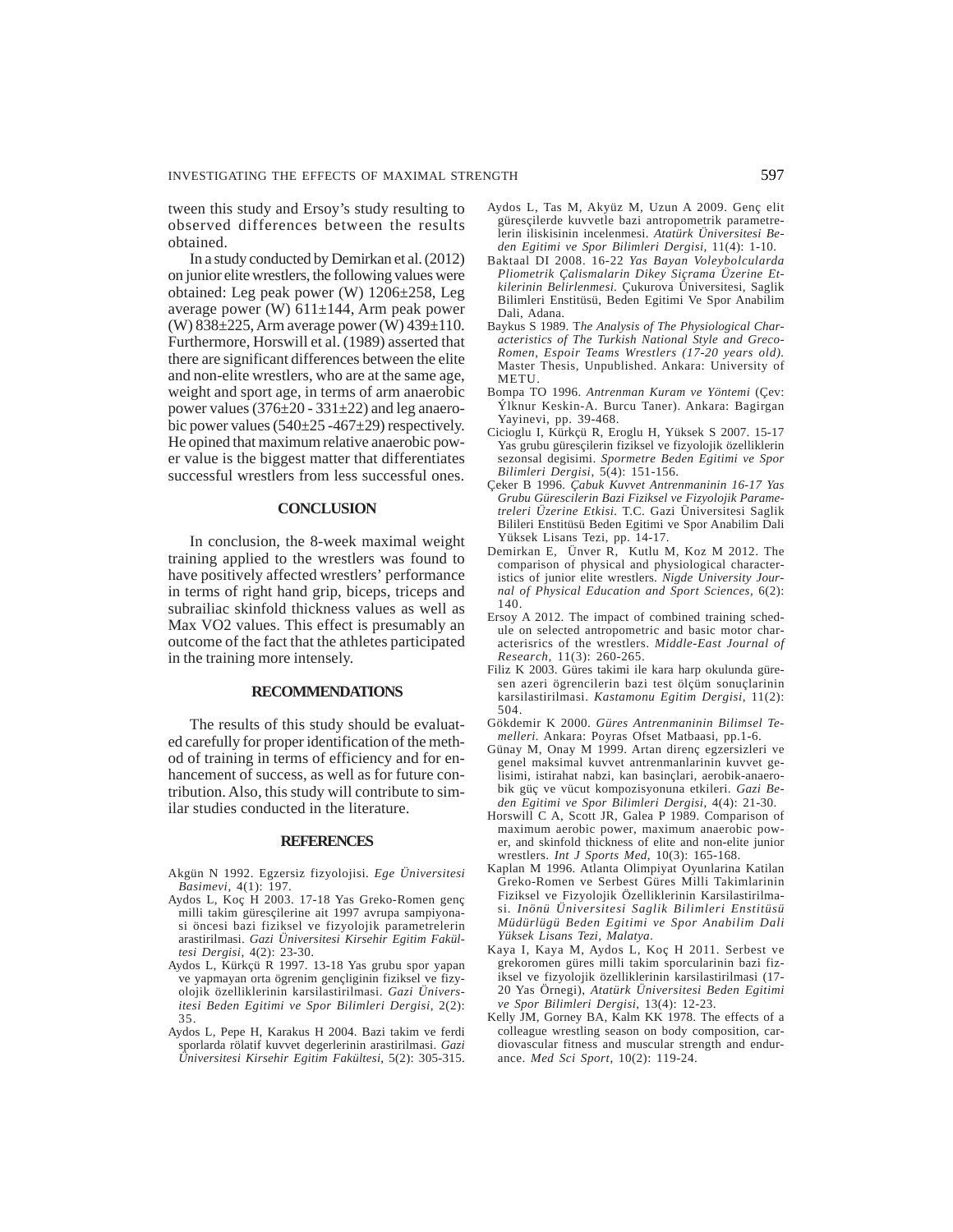tween this study and Ersoy's study resulting to observed differences between the results obtained.

In a study conducted by Demirkan et al. (2012) on junior elite wrestlers, the following values were obtained: Leg peak power (W) 1206±258, Leg average power (W) 611±144, Arm peak power (W) 838±225, Arm average power (W) 439±110. Furthermore, Horswill et al. (1989) asserted that there are significant differences between the elite and non-elite wrestlers, who are at the same age, weight and sport age, in terms of arm anaerobic power values (376±20 - 331±22) and leg anaerobic power values (540±25 -467±29) respectively. He opined that maximum relative anaerobic power value is the biggest matter that differentiates successful wrestlers from less successful ones.

## CONCLUSION

In conclusion, the 8-week maximal weight training applied to the wrestlers was found to have positively affected wrestlers' performance in terms of right hand grip, biceps, triceps and subrailiac skinfold thickness values as well as Max VO2 values. This effect is presumably an outcome of the fact that the athletes participated in the training more intensely.

## RECOMMENDATIONS

The results of this study should be evaluated carefully for proper identification of the method of training in terms of efficiency and for enhancement of success, as well as for future contribution. Also, this study will contribute to similar studies conducted in the literature.

## REFERENCES

Akgün N 1992. Egzersiz fizyolojisi. *Ege Üniversitesi Basimevi*, 4(1): 197.

Aydos L, Koç H 2003. 17-18 Yas Greko-Romen genç milli takim güreşçilerine ait 1997 avrupa sampiyonasi öncesi bazi fiziksel ve fizyolojik parametrelerin arastirilmasi. *Gazi Üniversitesi Kirsehir Egitim Fakültesi Dergisi*, 4(2): 23-30.

Aydos L, Kürkçü R 1997. 13-18 Yas grubu spor yapan ve yapmayan orta ögrenim gençliginin fiziksel ve fizyolojik özelliklerinin karsilastirilmasi. *Gazi Üniversitesi Beden Egitimi ve Spor Bilimleri Dergisi*, 2(2): 35.

Aydos L, Pepe H, Karakus H 2004. Bazi takim ve ferdi sporlarda rölatif kuvvet degerlerinin arastirilmasi. *Gazi Üniversitesi Kirsehir Egitim Fakültesi*, 5(2): 305-315.

Aydos L, Tas M, Akyüz M, Uzun A 2009. Genç elit güreşçilerde kuvvetle bazi antropometrik parametrelerin iliskisinin incelenmesi. *Atatürk Üniversitesi Beden Egitimi ve Spor Bilimleri Dergisi*, 11(4): 1-10.

Baktaal DI 2008. 16-22 *Yas Bayan Voleybolcularda Pliometrik Çalismalarin Dikey Siçrama Üzerine Etkilerinin Belirlenmesi.* Çukurova Üniversitesi, Saglik Bilimleri Enstitüsü, Beden Egitimi Ve Spor Anabilim Dali, Adana.

Baykus S 1989. T*he Analysis of The Physiological Characteristics of The Turkish National Style and Greco-Romen, Espoir Teams Wrestlers (17-20 years old).* Master Thesis, Unpublished. Ankara: University of METU.

Bompa TO 1996. *Antrenman Kuram ve Yöntemi* (Çev: Ýlknur Keskin-A. Burcu Taner). Ankara: Bagirgan Yayinevi, pp. 39-468.

Cicioglu I, Kürkçü R, Eroglu H, Yüksek S 2007. 15-17 Yas grubu güreşçilerin fiziksel ve fizyolojik özelliklerin sezonsal degisimi. *Spormetre Beden Egitimi ve Spor Bilimleri Dergisi*, 5(4): 151-156.

Çeker B 1996. *Çabuk Kuvvet Antrenmaninin 16-17 Yas Grubu Gürescilerin Bazi Fiziksel ve Fizyolojik Parametreleri Üzerine Etkisi.* T.C. Gazi Üniversitesi Saglik Bilileri Enstitüsü Beden Egitimi ve Spor Anabilim Dali Yüksek Lisans Tezi, pp. 14-17.

Demirkan E, Ünver R, Kutlu M, Koz M 2012. The comparison of physical and physiological characteristics of junior elite wrestlers. *Nigde University Journal of Physical Education and Sport Sciences*, 6(2): 140.

Ersoy A 2012. The impact of combined training schedule on selected antropometric and basic motor characterisrics of the wrestlers. *Middle-East Journal of Research*, 11(3): 260-265.

Filiz K 2003. Güres takimi ile kara harp okulunda güresen azeri ögrencilerin bazi test ölçüm sonuçlarinin karsilastirilmasi. *Kastamonu Egitim Dergisi*, 11(2): 504.

Gökdemir K 2000. *Güres Antrenmaninin Bilimsel Temelleri.* Ankara: Poyras Ofset Matbaasi, pp.1-6.

Günay M, Onay M 1999. Artan direnç egzersizleri ve genel maksimal kuvvet antrenmanlarinin kuvvet gelisimi, istirahat nabzi, kan basinçlari, aerobik-anaerobik güç ve vücut kompozisyonuna etkileri. *Gazi Beden Egitimi ve Spor Bilimleri Dergisi*, 4(4): 21-30.

Horswill C A, Scott JR, Galea P 1989. Comparison of maximum aerobic power, maximum anaerobic power, and skinfold thickness of elite and non-elite junior wrestlers. *Int J Sports Med*, 10(3): 165-168.

Kaplan M 1996. Atlanta Olimpiyat Oyunlarina Katilan Greko-Romen ve Serbest Güres Milli Takimlarinin Fiziksel ve Fizyolojik Özelliklerinin Karsilastirilmasi. *Inönü Üniversitesi Saglik Bilimleri Enstitüsü Müdürlügü Beden Egitimi ve Spor Anabilim Dali Yüksek Lisans Tezi, Malatya*.

Kaya I, Kaya M, Aydos L, Koç H 2011. Serbest ve grekoromen güres milli takim sporcularinin bazi fiziksel ve fizyolojik özelliklerinin karsilastirilmasi (17-20 Yas Örnegi), *Atatürk Üniversitesi Beden Egitimi ve Spor Bilimleri Dergisi*, 13(4): 12-23.

Kelly JM, Gorney BA, Kalm KK 1978. The effects of a colleague wrestling season on body composition, cardiovascular fitness and muscular strength and endurance. *Med Sci Sport*, 10(2): 119-24.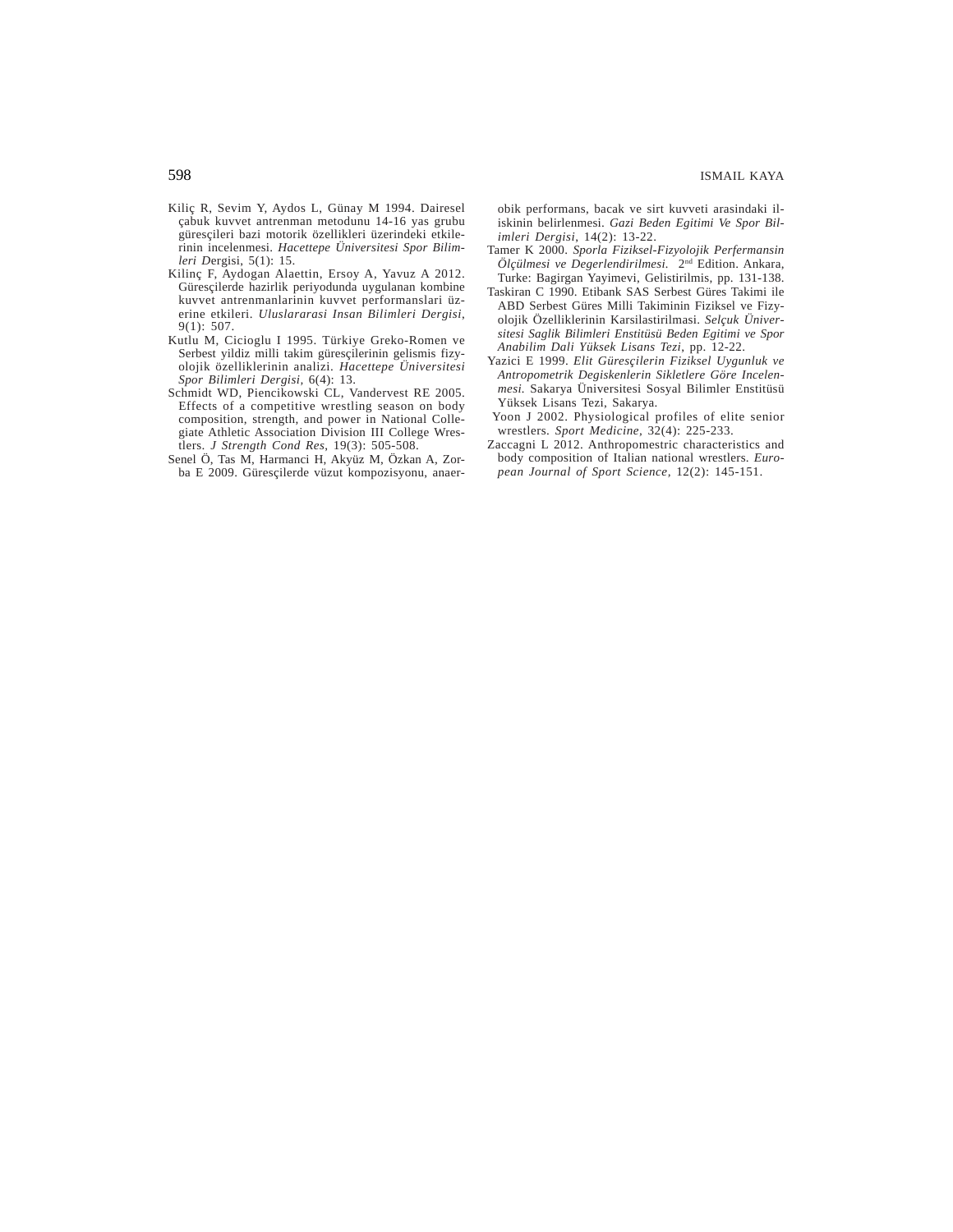Kiliç R, Sevim Y, Aydos L, Günay M 1994. Dairesel çabuk kuvvet antrenman metodunu 14-16 yas grubu güresçileri bazi motorik özellikleri üzerindeki etkilerinin incelenmesi. *Hacettepe Üniversitesi Spor Bilimleri D*ergisi, 5(1): 15.

Kilinç F, Aydogan Alaettin, Ersoy A, Yavuz A 2012. Güresçilerde hazirlik periyodunda uygulanan kombine kuvvet antrenmanlarinin kuvvet performanslari üzerine etkileri. *Uluslararasi Insan Bilimleri Dergisi*, 9(1): 507.

Kutlu M, Cicioglu I 1995. Türkiye Greko-Romen ve Serbest yildiz milli takim güresçilerinin gelismis fizyolojik özelliklerinin analizi. *Hacettepe Üniversitesi Spor Bilimleri Dergisi*, 6(4): 13.

Schmidt WD, Piencikowski CL, Vandervest RE 2005. Effects of a competitive wrestling season on body composition, strength, and power in National Collegiate Athletic Association Division III College Wrestlers. *J Strength Cond Res*, 19(3): 505-508.

Senel Ö, Tas M, Harmanci H, Akyüz M, Özkan A, Zorba E 2009. Güresçilerde vüzut kompozisyonu, anaerobik performans, bacak ve sirt kuvveti arasindaki iliskinin belirlenmesi. *Gazi Beden Egitimi Ve Spor Bilimleri Dergisi*, 14(2): 13-22.

Tamer K 2000. *Sporla Fiziksel-Fizyolojik Perfermansin Ölçülmesi ve Degerlendirilmesi.* 2nd Edition. Ankara, Turke: Bagirgan Yayimevi, Gelistirilmis, pp. 131-138.

Taskiran C 1990. Etibank SAS Serbest Güres Takimi ile ABD Serbest Güres Milli Takiminin Fiziksel ve Fizyolojik Özelliklerinin Karsilastirilmasi. *Selçuk Üniversitesi Saglik Bilimleri Enstitüsü Beden Egitimi ve Spor Anabilim Dali Yüksek Lisans Tezi*, pp. 12-22.

Yazici E 1999. *Elit Güresçilerin Fiziksel Uygunluk ve Antropometrik Degiskenlerin Sikletlere Göre Incelenmesi.* Sakarya Üniversitesi Sosyal Bilimler Enstitüsü Yüksek Lisans Tezi, Sakarya.

Yoon J 2002. Physiological profiles of elite senior wrestlers. *Sport Medicine*, 32(4): 225-233.

Zaccagni L 2012. Anthropomestric characteristics and body composition of Italian national wrestlers. *European Journal of Sport Science*, 12(2): 145-151.